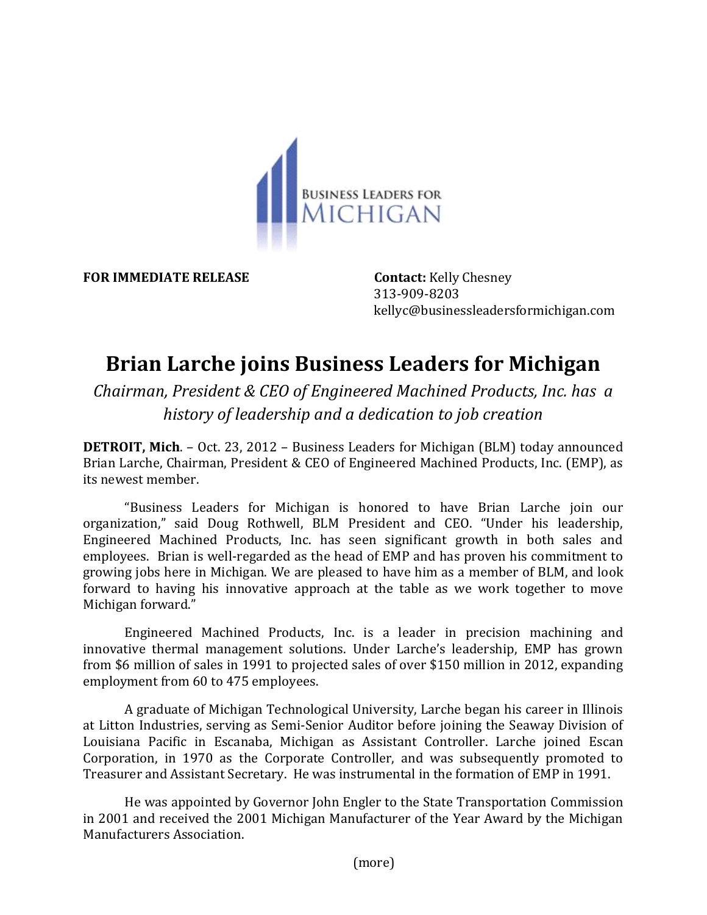BUSINESS LEADERS FOR MICHIGAN

**FOR IMMEDIATE RELEASE**

**Contact:** Kelly Chesney
313-909-8203
kellyc@businessleadersformichigan.com

# Brian Larche joins Business Leaders for Michigan

*Chairman, President & CEO of Engineered Machined Products, Inc. has a history of leadership and a dedication to job creation*

**DETROIT, Mich**. – Oct. 23, 2012 – Business Leaders for Michigan (BLM) today announced Brian Larche, Chairman, President & CEO of Engineered Machined Products, Inc. (EMP), as its newest member.

"Business Leaders for Michigan is honored to have Brian Larche join our organization," said Doug Rothwell, BLM President and CEO. "Under his leadership, Engineered Machined Products, Inc. has seen significant growth in both sales and employees. Brian is well-regarded as the head of EMP and has proven his commitment to growing jobs here in Michigan. We are pleased to have him as a member of BLM, and look forward to having his innovative approach at the table as we work together to move Michigan forward."

Engineered Machined Products, Inc. is a leader in precision machining and innovative thermal management solutions. Under Larche's leadership, EMP has grown from $6 million of sales in 1991 to projected sales of over $150 million in 2012, expanding employment from 60 to 475 employees.

A graduate of Michigan Technological University, Larche began his career in Illinois at Litton Industries, serving as Semi-Senior Auditor before joining the Seaway Division of Louisiana Pacific in Escanaba, Michigan as Assistant Controller. Larche joined Escan Corporation, in 1970 as the Corporate Controller, and was subsequently promoted to Treasurer and Assistant Secretary. He was instrumental in the formation of EMP in 1991.

He was appointed by Governor John Engler to the State Transportation Commission in 2001 and received the 2001 Michigan Manufacturer of the Year Award by the Michigan Manufacturers Association.

(more)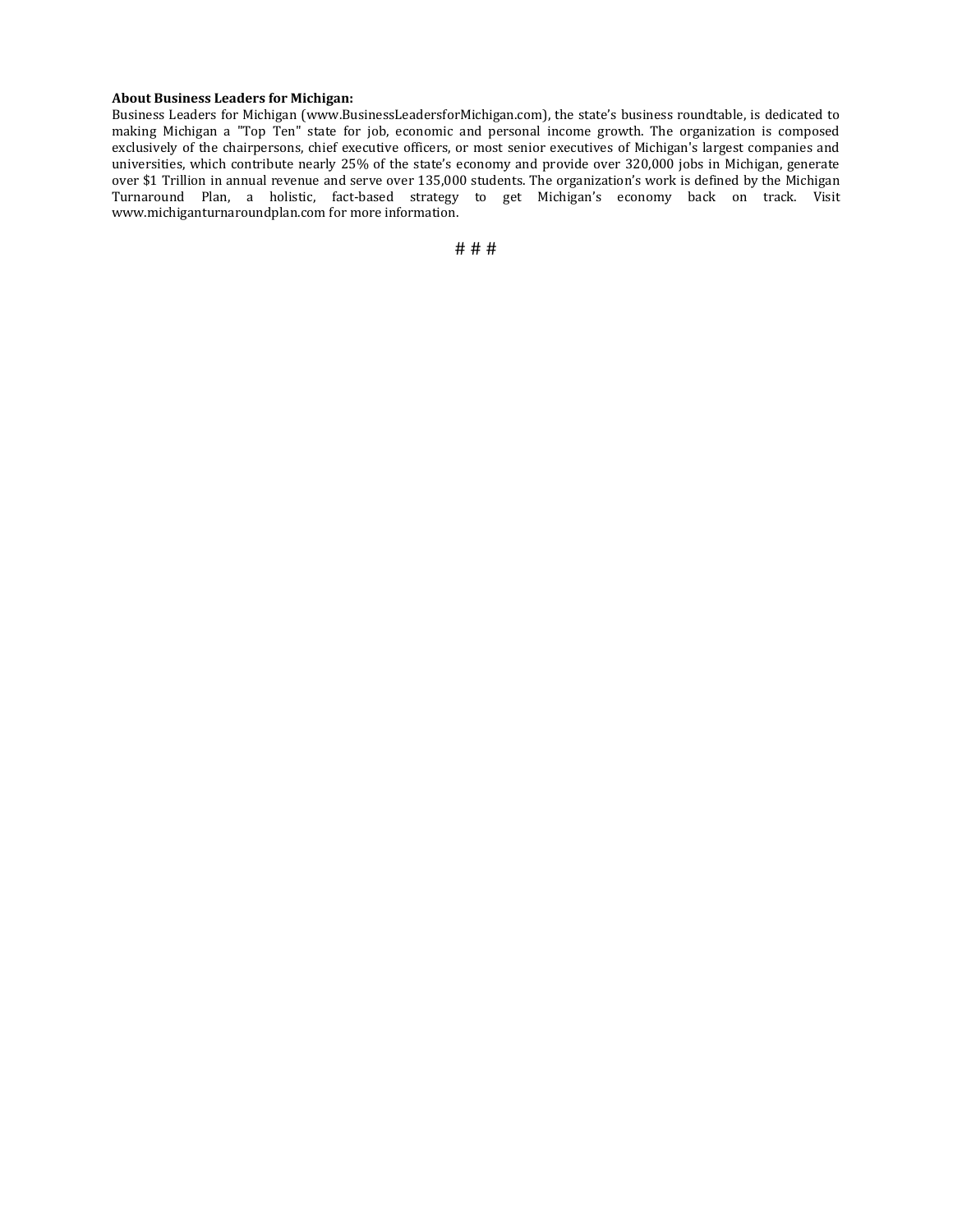**About Business Leaders for Michigan:**

Business Leaders for Michigan (www.BusinessLeadersforMichigan.com), the state's business roundtable, is dedicated to making Michigan a "Top Ten" state for job, economic and personal income growth. The organization is composed exclusively of the chairpersons, chief executive officers, or most senior executives of Michigan's largest companies and universities, which contribute nearly 25% of the state's economy and provide over 320,000 jobs in Michigan, generate over $1 Trillion in annual revenue and serve over 135,000 students. The organization's work is defined by the Michigan Turnaround Plan, a holistic, fact-based strategy to get Michigan's economy back on track. Visit www.michiganturnaroundplan.com for more information.

# # #